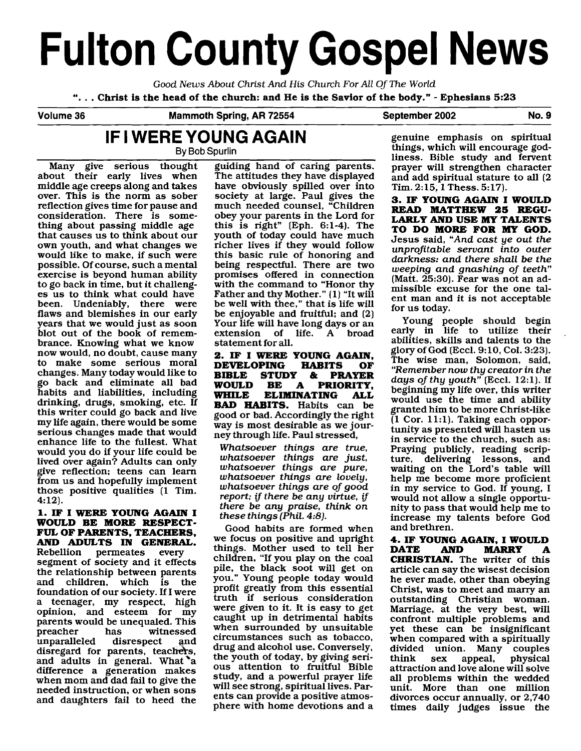# Fulton County Gospel News

*Good News About Christ And His Church For All Of The World*

**". . . Christ is the head of the church: and He is the Savior of the body." - Ephesians 5:23**

**Volume 36 — Mammoth Spring, AR 72554 — September 2002 — No. 9**

## IF I WERE YOUNG AGAIN

By Bob Spurlin

Many give serious thought about their early lives when middle age creeps along and takes over. This is the norm as sober reflection gives time for pause and consideration. There is something about passing middle age that causes us to think about our own youth, and what changes we would like to make, if such were possible. Of course, such a mental exercise is beyond human ability to go back in time, but it challenges us to think what could have been. Undeniably, there were flaws and blemishes in our early years that we would just as soon blot out of the book of remembrance. Knowing what we know now would, no doubt, cause many to make some serious moral changes. Many today would like to go back and eliminate all bad habits and liabilities, including drinking, drugs, smoking, etc. If this writer could go back and live my life again, there would be some serious changes made that would enhance life to the fullest. What would you do if your life could be lived over again? Adults can only give reflection; teens can learn from us and hopefully implement those positive qualities (1 Tim. 4:12).

**1. IF I WERE YOUNG AGAIN I WOULD BE MORE RESPECTFUL OF PARENTS, TEACHERS, AND ADULTS IN GENERAL.** Rebellion permeates every segment of society and it effects the relationship between parents and children, which is the foundation of our society. If I were a teenager, my respect, high opinion, and esteem for my parents would be unequaled. This preacher has witnessed unparalleled disrespect and disregard for parents, teachers, and adults in general. What a difference a generation makes when mom and dad fail to give the needed instruction, or when sons and daughters fail to heed the guiding hand of caring parents. The attitudes they have displayed have obviously spilled over into society at large. Paul gives the much needed counsel, "Children obey your parents in the Lord for this is right" (Eph. 6:1-4). The youth of today could have much richer lives if they would follow this basic rule of honoring and being respectful. There are two promises offered in connection with the command to "Honor thy Father and thy Mother." (1) "It will be well with thee," that is life will be enjoyable and fruitful; and (2) Your life will have long days or an extension of life. A broad statement for all.

**2. IF I WERE YOUNG AGAIN, DEVELOPING HABITS OF BIBLE STUDY & PRAYER WOULD BE A PRIORITY, WHILE ELIMINATING ALL BAD HABITS.** Habits can be good or bad. Accordingly the right way is most desirable as we journey through life. Paul stressed,

> *Whatsoever things are true, whatsoever things are just, whatsoever things are pure, whatsoever things are lovely, whatsoever things are of good report; if there be any virtue, if there be any praise, think on these things (Phil. 4:8).*

Good habits are formed when we focus on positive and upright things. Mother used to tell her children, "If you play on the coal pile, the black soot will get on you." Young people today would profit greatly from this essential truth if serious consideration were given to it. It is easy to get caught up in detrimental habits when surrounded by unsuitable circumstances such as tobacco, drug and alcohol use. Conversely, the youth of today, by giving serious attention to fruitful Bible study, and a powerful prayer life will see strong, spiritual lives. Parents can provide a positive atmosphere with home devotions and a genuine emphasis on spiritual things, which will encourage godliness. Bible study and fervent prayer will strengthen character and add spiritual stature to all (2 Tim. 2:15, 1 Thess. 5:17).

**3. IF YOUNG AGAIN I WOULD READ MATTHEW 25 REGULARLY AND USE MY TALENTS TO DO MORE FOR MY GOD.** Jesus said, "*And cast ye out the unprofitable servant into outer darkness: and there shall be the weeping and gnashing of teeth*" (Matt. 25:30). Fear was not an admissible excuse for the one talent man and it is not acceptable for us today.

Young people should begin early in life to utilize their abilities, skills and talents to the glory of God (Eccl. 9:10, Col. 3:23). The wise man, Solomon, said, *"Remember now thy creator in the days of thy youth"* (Eccl. 12:1). If beginning my life over, this writer would use the time and ability granted him to be more Christ-like (1 Cor. 11:1). Taking each opportunity as presented will hasten us in service to the church, such as: Praying publicly, reading scripture, delivering lessons, and waiting on the Lord's table will help me become more proficient in my service to God. If young, I would not allow a single opportunity to pass that would help me to increase my talents before God and brethren.

**4. IF YOUNG AGAIN, I WOULD DATE AND MARRY A CHRISTIAN.** The writer of this article can say the wisest decision he ever made, other than obeying Christ, was to meet and marry an outstanding Christian woman. Marriage, at the very best, will confront multiple problems and yet these can be insignificant when compared with a spiritually divided union. Many couples think sex appeal, physical attraction and love alone will solve all problems within the wedded unit. More than one million divorces occur annually, or 2,740 times daily judges issue the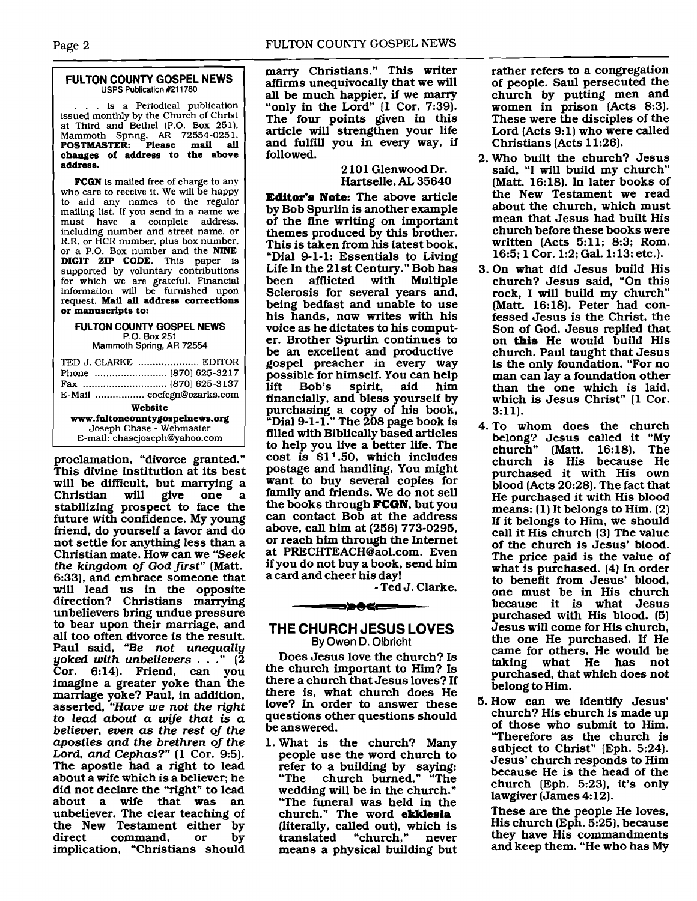## FULTON COUNTY GOSPEL NEWS

USPS Publication #211780

. . . is a Periodical publication issued monthly by the Church of Christ at Third and Bethel (P.O. Box 251), Mammoth Spring, AR 72554-0251. **POSTMASTER: Please mail all changes of address to the above address.**

**FCGN** is mailed free of charge to any who care to receive it. We will be happy to add any names to the regular mailing list. If you send in a name we must have a complete address, including number and street name, or R.R. or HCR number, plus box number, or a P.O. Box number and the **NINE DIGIT ZIP CODE**. This paper is supported by voluntary contributions for which we are grateful. Financial information will be furnished upon request. **Mail all address corrections or manuscripts to:**

**FULTON COUNTY GOSPEL NEWS**
P.O. Box 251
Mammoth Spring, AR 72554

TED J. CLARKE .................... EDITOR
Phone ........................ (870) 625-3217
Fax ........................... (870) 625-3137
E-Mail ................ cocfcgn@ozarks.com

**Website**
**www.fultoncountygospelnews.org**
Joseph Chase - Webmaster
E-mail: chasejoseph@yahoo.com

proclamation, "divorce granted." This divine institution at its best will be difficult, but marrying a Christian will give one a stabilizing prospect to face the future with confidence. My young friend, do yourself a favor and do not settle for anything less than a Christian mate. How can we *"Seek the kingdom of God first"* (Matt. 6:33), and embrace someone that will lead us in the opposite direction? Christians marrying unbelievers bring undue pressure to bear upon their marriage, and all too often divorce is the result. Paul said, *"Be not unequally yoked with unbelievers . . ."* (2 Cor. 6:14). Friend, can you imagine a greater yoke than the marriage yoke? Paul, in addition, asserted, *"Have we not the right to lead about a wife that is a believer, even as the rest of the apostles and the brethren of the Lord, and Cephas?"* (1 Cor. 9:5). The apostle had a right to lead about a wife which is a believer; he did not declare the "right" to lead about a wife that was an unbeliever. The clear teaching of the New Testament either by direct command, or by implication, "Christians should marry Christians." This writer affirms unequivocally that we will all be much happier, if we marry "only in the Lord" (1 Cor. 7:39). The four points given in this article will strengthen your life and fulfill you in every way, if followed.

2101 Glenwood Dr.
Hartselle, AL 35640

**Editor's Note**: The above article by Bob Spurlin is another example of the fine writing on important themes produced by this brother. This is taken from his latest book, "Dial 9-1-1: Essentials to Living Life In the 21st Century." Bob has been afflicted with Multiple Sclerosis for several years and, being bedfast and unable to use his hands, now writes with his voice as he dictates to his computer. Brother Spurlin continues to be an excellent and productive gospel preacher in every way possible for himself. You can help lift Bob's spirit, aid him financially, and bless yourself by purchasing a copy of his book, "Dial 9-1-1." The 208 page book is filled with Biblically based articles to help you live a better life. The cost is $11.50, which includes postage and handling. You might want to buy several copies for family and friends. We do not sell the books through **FCGN**, but you can contact Bob at the address above, call him at (256) 773-0295, or reach him through the Internet at PRECHTEACH@aol.com. Even if you do not buy a book, send him a card and cheer his day!

- Ted J. Clarke.

## THE CHURCH JESUS LOVES

By Owen D. Olbricht

Does Jesus love the church? Is the church important to Him? Is there a church that Jesus loves? If there is, what church does He love? In order to answer these questions other questions should be answered.

1. What is the church? Many people use the word church to refer to a building by saying: "The church burned." "The wedding will be in the church." "The funeral was held in the church." The word **ekklesia** (literally, called out), which is translated "church," never means a physical building but rather refers to a congregation of people. Saul persecuted the church by putting men and women in prison (Acts 8:3). These were the disciples of the Lord (Acts 9:1) who were called Christians (Acts 11:26).
2. Who built the church? Jesus said, "I will build my church" (Matt. 16:18). In later books of the New Testament we read about the church, which must mean that Jesus had built His church before these books were written (Acts 5:11; 8:3; Rom. 16:5; 1 Cor. 1:2; Gal. 1:13; etc.).
3. On what did Jesus build His church? Jesus said, "On this rock, I will build my church" (Matt. 16:18). Peter had confessed Jesus is the Christ, the Son of God. Jesus replied that on **this** He would build His church. Paul taught that Jesus is the only foundation. "For no man can lay a foundation other than the one which is laid, which is Jesus Christ" (1 Cor. 3:11).
4. To whom does the church belong? Jesus called it "My church" (Matt. 16:18). The church is His because He purchased it with His own blood (Acts 20:28). The fact that He purchased it with His blood means: (1) It belongs to Him. (2) If it belongs to Him, we should call it His church (3) The value of the church is Jesus' blood. The price paid is the value of what is purchased. (4) In order to benefit from Jesus' blood, one must be in His church because it is what Jesus purchased with His blood. (5) Jesus will come for His church, the one He purchased. If He came for others, He would be taking what He has not purchased, that which does not belong to Him.
5. How can we identify Jesus' church? His church is made up of those who submit to Him. "Therefore as the church is subject to Christ" (Eph. 5:24). Jesus' church responds to Him because He is the head of the church (Eph. 5:23), it's only lawgiver (James 4:12).

   These are the people He loves, His church (Eph. 5:25), because they have His commandments and keep them. "He who has My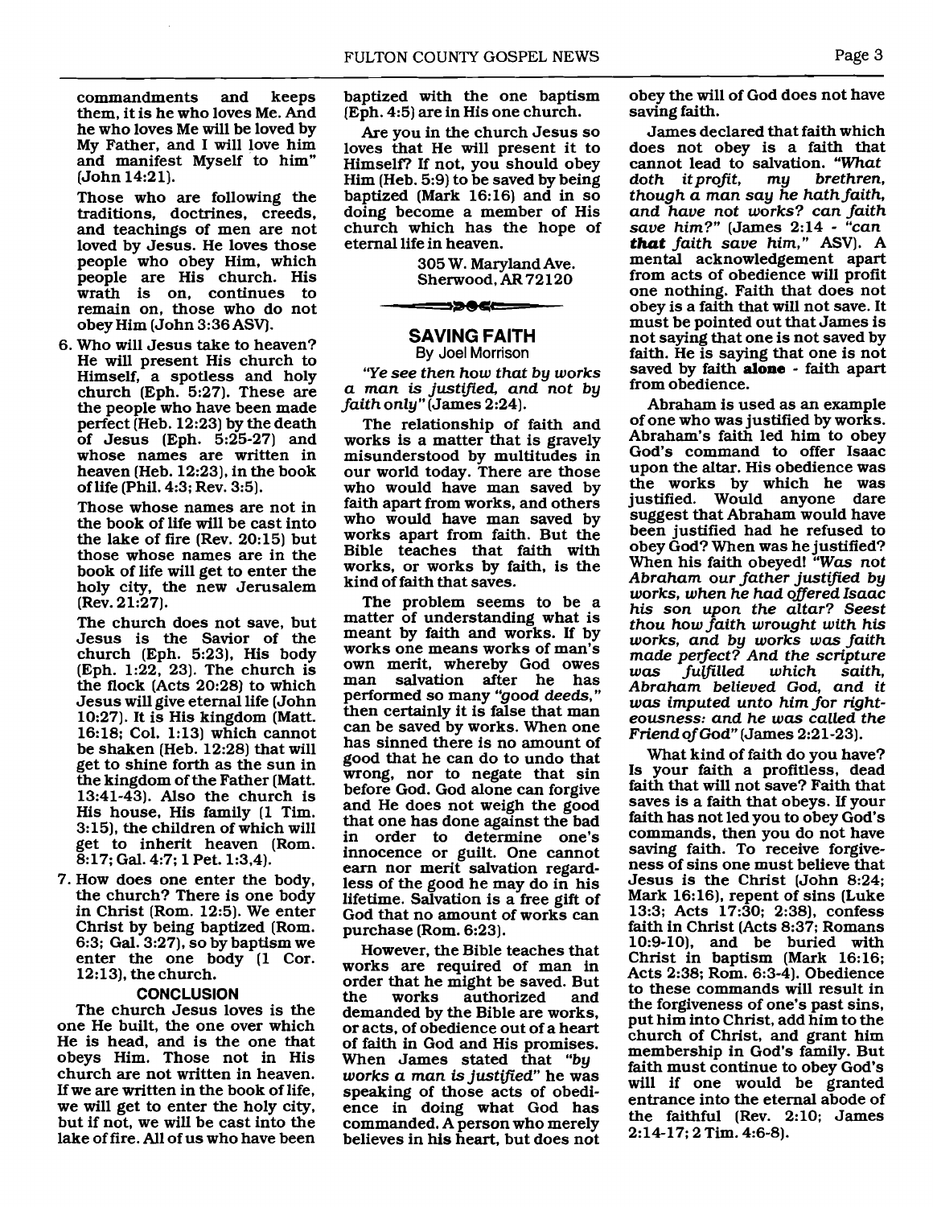commandments and keeps them, it is he who loves Me. And he who loves Me will be loved by My Father, and I will love him and manifest Myself to him" (John 14:21).

Those who are following the traditions, doctrines, creeds, and teachings of men are not loved by Jesus. He loves those people who obey Him, which people are His church. His wrath is on, continues to remain on, those who do not obey Him (John 3:36 ASV).

6. Who will Jesus take to heaven? He will present His church to Himself, a spotless and holy church (Eph. 5:27). These are the people who have been made perfect (Heb. 12:23) by the death of Jesus (Eph. 5:25-27) and whose names are written in heaven (Heb. 12:23), in the book of life (Phil. 4:3; Rev. 3:5).

   Those whose names are not in the book of life will be cast into the lake of fire (Rev. 20:15) but those whose names are in the book of life will get to enter the holy city, the new Jerusalem (Rev. 21:27).

   The church does not save, but Jesus is the Savior of the church (Eph. 5:23), His body (Eph. 1:22, 23). The church is the flock (Acts 20:28) to which Jesus will give eternal life (John 10:27). It is His kingdom (Matt. 16:18; Col. 1:13) which cannot be shaken (Heb. 12:28) that will get to shine forth as the sun in the kingdom of the Father (Matt. 13:41-43). Also the church is His house, His family (1 Tim. 3:15), the children of which will get to inherit heaven (Rom. 8:17; Gal. 4:7; 1 Pet. 1:3,4).

7. How does one enter the body, the church? There is one body in Christ (Rom. 12:5). We enter Christ by being baptized (Rom. 6:3; Gal. 3:27), so by baptism we enter the one body (1 Cor. 12:13), the church.

### CONCLUSION

The church Jesus loves is the one He built, the one over which He is head, and is the one that obeys Him. Those not in His church are not written in heaven. If we are written in the book of life, we will get to enter the holy city, but if not, we will be cast into the lake of fire. All of us who have been baptized with the one baptism (Eph. 4:5) are in His one church.

Are you in the church Jesus so loves that He will present it to Himself? If not, you should obey Him (Heb. 5:9) to be saved by being baptized (Mark 16:16) and in so doing become a member of His church which has the hope of eternal life in heaven.

305 W. Maryland Ave.
Sherwood, AR 72120

## SAVING FAITH

By Joel Morrison

*"Ye see then how that by works a man is justified, and not by faith only"* (James 2:24).

The relationship of faith and works is a matter that is gravely misunderstood by multitudes in our world today. There are those who would have man saved by faith apart from works, and others who would have man saved by works apart from faith. But the Bible teaches that faith with works, or works by faith, is the kind of faith that saves.

The problem seems to be a matter of understanding what is meant by faith and works. If by works one means works of man's own merit, whereby God owes man salvation after he has performed so many *"good deeds,"* then certainly it is false that man can be saved by works. When one has sinned there is no amount of good that he can do to undo that wrong, nor to negate that sin before God. God alone can forgive and He does not weigh the good that one has done against the bad in order to determine one's innocence or guilt. One cannot earn nor merit salvation regardless of the good he may do in his lifetime. Salvation is a free gift of God that no amount of works can purchase (Rom. 6:23).

However, the Bible teaches that works are required of man in order that he might be saved. But the works authorized and demanded by the Bible are works, or acts, of obedience out of a heart of faith in God and His promises. When James stated that *"by works a man is justified"* he was speaking of those acts of obedience in doing what God has commanded. A person who merely believes in his heart, but does not obey the will of God does not have saving faith.

James declared that faith which does not obey is a faith that cannot lead to salvation. *"What doth it profit, my brethren, though a man say he hath faith, and have not works? can faith save him?"* (James 2:14 - *"can **that** faith save him,"* ASV). A mental acknowledgement apart from acts of obedience will profit one nothing. Faith that does not obey is a faith that will not save. It must be pointed out that James is not saying that one is not saved by faith. He is saying that one is not saved by faith **alone** - faith apart from obedience.

Abraham is used as an example of one who was justified by works. Abraham's faith led him to obey God's command to offer Isaac upon the altar. His obedience was the works by which he was justified. Would anyone dare suggest that Abraham would have been justified had he refused to obey God? When was he justified? When his faith obeyed! *"Was not Abraham our father justified by works, when he had offered Isaac his son upon the altar? Seest thou how faith wrought with his works, and by works was faith made perfect? And the scripture was fulfilled which saith, Abraham believed God, and it was imputed unto him for righteousness: and he was called the Friend of God"* (James 2:21-23).

What kind of faith do you have? Is your faith a profitless, dead faith that will not save? Faith that saves is a faith that obeys. If your faith has not led you to obey God's commands, then you do not have saving faith. To receive forgiveness of sins one must believe that Jesus is the Christ (John 8:24; Mark 16:16), repent of sins (Luke 13:3; Acts 17:30; 2:38), confess faith in Christ (Acts 8:37; Romans 10:9-10), and be buried with Christ in baptism (Mark 16:16; Acts 2:38; Rom. 6:3-4). Obedience to these commands will result in the forgiveness of one's past sins, put him into Christ, add him to the church of Christ, and grant him membership in God's family. But faith must continue to obey God's will if one would be granted entrance into the eternal abode of the faithful (Rev. 2:10; James 2:14-17; 2 Tim. 4:6-8).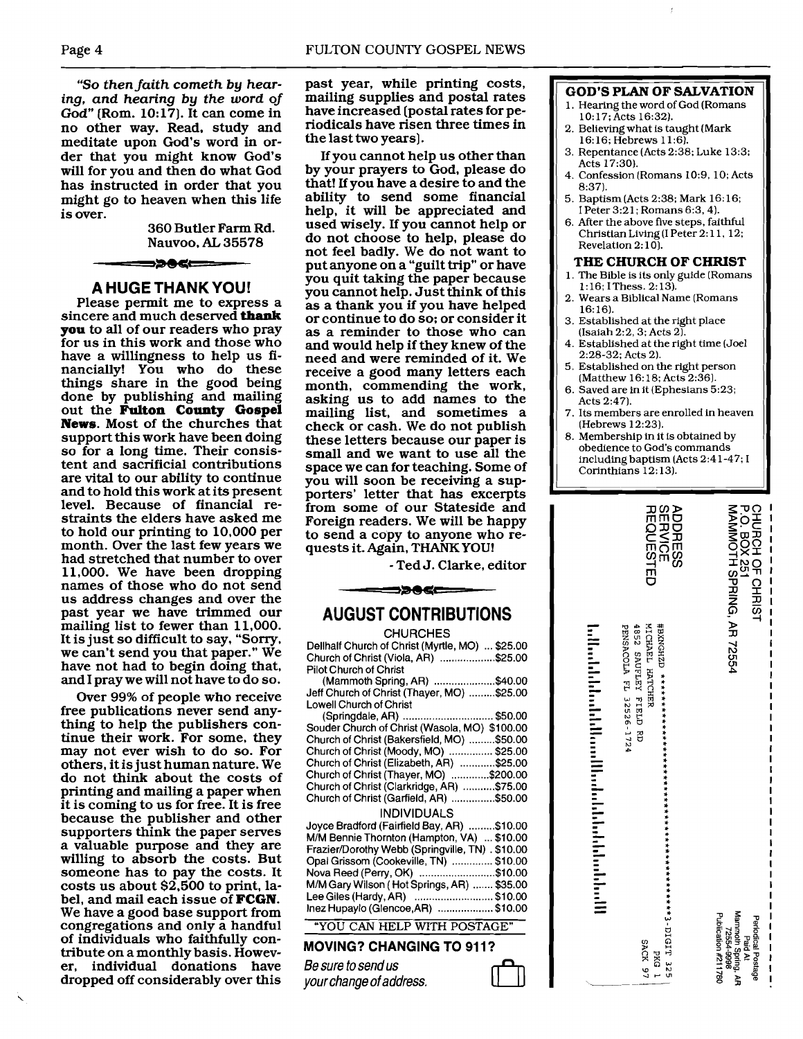*"So then faith cometh by hearing, and hearing by the word of God"* (Rom. 10:17). It can come in no other way. Read, study and meditate upon God's word in order that you might know God's will for you and then do what God has instructed in order that you might go to heaven when this life is over.

360 Butler Farm Rd.
Nauvoo, AL 35578

## A HUGE THANK YOU!

Please permit me to express a sincere and much deserved **thank you** to all of our readers who pray for us in this work and those who have a willingness to help us financially! You who do these things share in the good being done by publishing and mailing out the **Fulton County Gospel News**. Most of the churches that support this work have been doing so for a long time. Their consistent and sacrificial contributions are vital to our ability to continue and to hold this work at its present level. Because of financial restraints the elders have asked me to hold our printing to 10,000 per month. Over the last few years we had stretched that number to over 11,000. We have been dropping names of those who do not send us address changes and over the past year we have trimmed our mailing list to fewer than 11,000. It is just so difficult to say, "Sorry, we can't send you that paper." We have not had to begin doing that, and I pray we will not have to do so.

Over 99% of people who receive free publications never send anything to help the publishers continue their work. For some, they may not ever wish to do so. For others, it is just human nature. We do not think about the costs of printing and mailing a paper when it is coming to us for free. It is free because the publisher and other supporters think the paper serves a valuable purpose and they are willing to absorb the costs. But someone has to pay the costs. It costs us about $2,500 to print, label, and mail each issue of **FCGN**. We have a good base support from congregations and only a handful of individuals who faithfully contribute on a monthly basis. However, individual donations have dropped off considerably over this past year, while printing costs, mailing supplies and postal rates have increased (postal rates for periodicals have risen three times in the last two years).

If you cannot help us other than by your prayers to God, please do that! If you have a desire to and the ability to send some financial help, it will be appreciated and used wisely. If you cannot help or do not choose to help, please do not feel badly. We do not want to put anyone on a "guilt trip" or have you quit taking the paper because you cannot help. Just think of this as a thank you if you have helped or continue to do so; or consider it as a reminder to those who can and would help if they knew of the need and were reminded of it. We receive a good many letters each month, commending the work, asking us to add names to the mailing list, and sometimes a check or cash. We do not publish these letters because our paper is small and we want to use all the space we can for teaching. Some of you will soon be receiving a supporters' letter that has excerpts from some of our Stateside and Foreign readers. We will be happy to send a copy to anyone who requests it. Again, THANK YOU!

- Ted J. Clarke, editor

## AUGUST CONTRIBUTIONS

### CHURCHES

| | |
|---|---|
| Dellhalf Church of Christ (Myrtle, MO) | $25.00 |
| Church of Christ (Viola, AR) | $25.00 |
| Pilot Church of Christ (Mammoth Spring, AR) | $40.00 |
| Jeff Church of Christ (Thayer, MO) | $25.00 |
| Lowell Church of Christ (Springdale, AR) | $50.00 |
| Souder Church of Christ (Wasola, MO) | $100.00 |
| Church of Christ (Bakersfield, MO) | $50.00 |
| Church of Christ (Moody, MO) | $25.00 |
| Church of Christ (Elizabeth, AR) | $25.00 |
| Church of Christ (Thayer, MO) | $200.00 |
| Church of Christ (Clarkridge, AR) | $75.00 |
| Church of Christ (Garfield, AR) | $50.00 |

### INDIVIDUALS

| | |
|---|---|
| Joyce Bradford (Fairfield Bay, AR) | $10.00 |
| M/M Bennie Thornton (Hampton, VA) | $10.00 |
| Frazier/Dorothy Webb (Springville, TN) | $10.00 |
| Opal Grissom (Cookeville, TN) | $10.00 |
| Nova Reed (Perry, OK) | $10.00 |
| M/M Gary Wilson (Hot Springs, AR) | $35.00 |
| Lee Giles (Hardy, AR) | $10.00 |
| Inez Hupaylo (Glencoe, AR) | $10.00 |

"YOU CAN HELP WITH POSTAGE"

### MOVING? CHANGING TO 911?

*Be sure to send us your change of address.*

## GOD'S PLAN OF SALVATION

1. Hearing the word of God (Romans 10:17; Acts 16:32).
2. Believing what is taught (Mark 16:16; Hebrews 11:6).
3. Repentance (Acts 2:38; Luke 13:3; Acts 17:30).
4. Confession (Romans 10:9, 10; Acts 8:37).
5. Baptism (Acts 2:38; Mark 16:16; I Peter 3:21; Romans 6:3, 4).
6. After the above five steps, faithful Christian Living (I Peter 2:11, 12; Revelation 2:10).

## THE CHURCH OF CHRIST

1. The Bible is its only guide (Romans 1:16; I Thess. 2:13).
2. Wears a Biblical Name (Romans 16:16).
3. Established at the right place (Isaiah 2:2, 3; Acts 2).
4. Established at the right time (Joel 2:28-32; Acts 2).
5. Established on the right person (Matthew 16:18; Acts 2:36).
6. Saved are in it (Ephesians 5:23; Acts 2:47).
7. Its members are enrolled in heaven (Hebrews 12:23).
8. Membership in it is obtained by obedience to God's commands including baptism (Acts 2:41-47; I Corinthians 12:13).

CHURCH OF CHRIST
P.O. BOX 251
MAMMOTH SPRING, AR 72554

ADDRESS SERVICE REQUESTED

Periodical Postage Paid At Mammoth Spring, AR 72554-9998 Publication #211780

#BXNGHZD ******************************3-DIGIT 325
MICHAEL HATCHER PKG 1
4852 SAUFLEY FIELD RD SACK 97
PENSACOLA FL 32526-1724